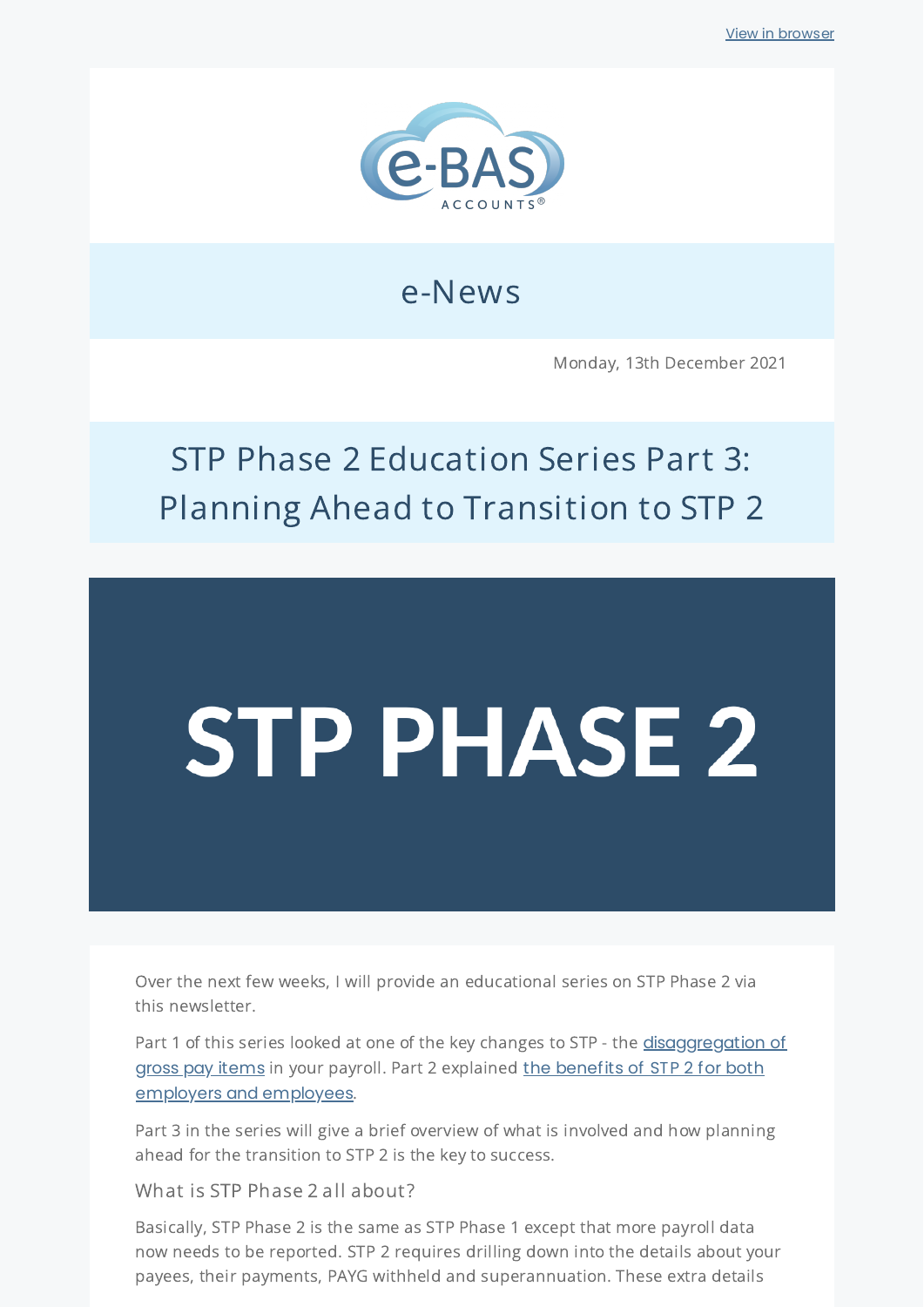View in browser

e-BAS ACCOUNTS®

# e-News

Monday, 13th December 2021

## STP Phase 2 Education Series Part 3: Planning Ahead to Transition to STP 2

STP PHASE 2

Over the next few weeks, I will provide an educational series on STP Phase 2 via this newsletter.

Part 1 of this series looked at one of the key changes to STP - the disaggregation of gross pay items in your payroll. Part 2 explained the benefits of STP 2 for both employers and employees.

Part 3 in the series will give a brief overview of what is involved and how planning ahead for the transition to STP 2 is the key to success.

### What is STP Phase 2 all about?

Basically, STP Phase 2 is the same as STP Phase 1 except that more payroll data now needs to be reported. STP 2 requires drilling down into the details about your payees, their payments, PAYG withheld and superannuation. These extra details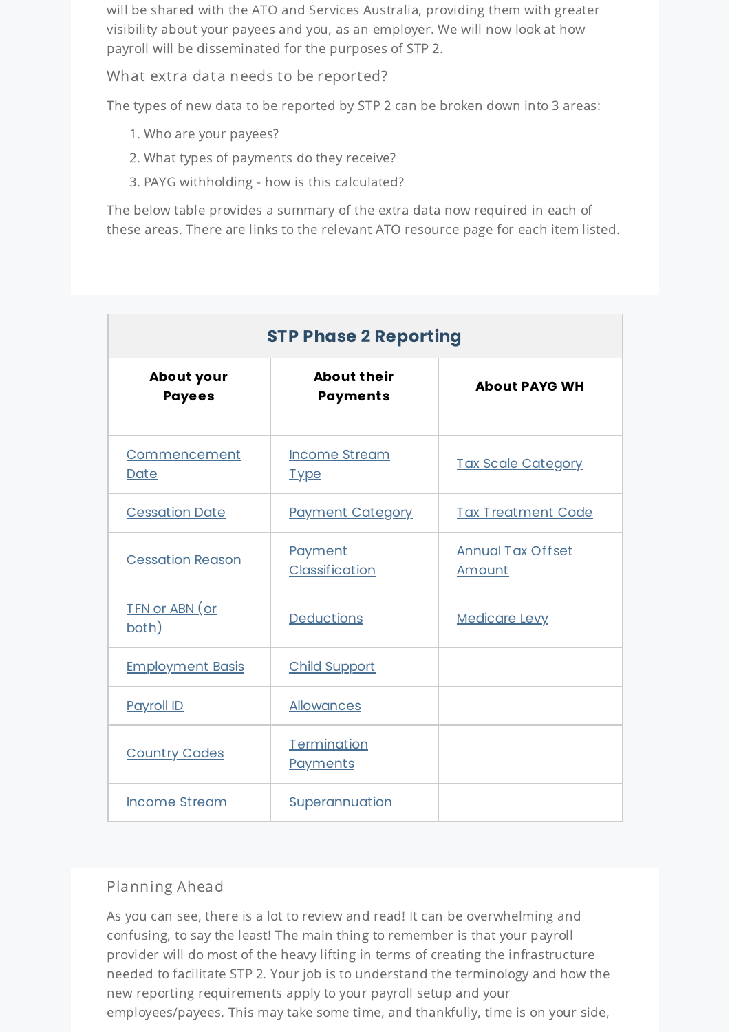will be shared with the ATO and Services Australia, providing them with greater visibility about your payees and you, as an employer. We will now look at how payroll will be disseminated for the purposes of STP 2.

### What extra data needs to be reported?

The types of new data to be reported by STP 2 can be broken down into 3 areas:

1. Who are your payees?
2. What types of payments do they receive?
3. PAYG withholding - how is this calculated?

The below table provides a summary of the extra data now required in each of these areas. There are links to the relevant ATO resource page for each item listed.

| STP Phase 2 Reporting | | |
|---|---|---|
| **About your Payees** | **About their Payments** | **About PAYG WH** |
| Commencement Date | Income Stream Type | Tax Scale Category |
| Cessation Date | Payment Category | Tax Treatment Code |
| Cessation Reason | Payment Classification | Annual Tax Offset Amount |
| TFN or ABN (or both) | Deductions | Medicare Levy |
| Employment Basis | Child Support | |
| Payroll ID | Allowances | |
| Country Codes | Termination Payments | |
| Income Stream | Superannuation | |

### Planning Ahead

As you can see, there is a lot to review and read! It can be overwhelming and confusing, to say the least! The main thing to remember is that your payroll provider will do most of the heavy lifting in terms of creating the infrastructure needed to facilitate STP 2. Your job is to understand the terminology and how the new reporting requirements apply to your payroll setup and your employees/payees. This may take some time, and thankfully, time is on your side,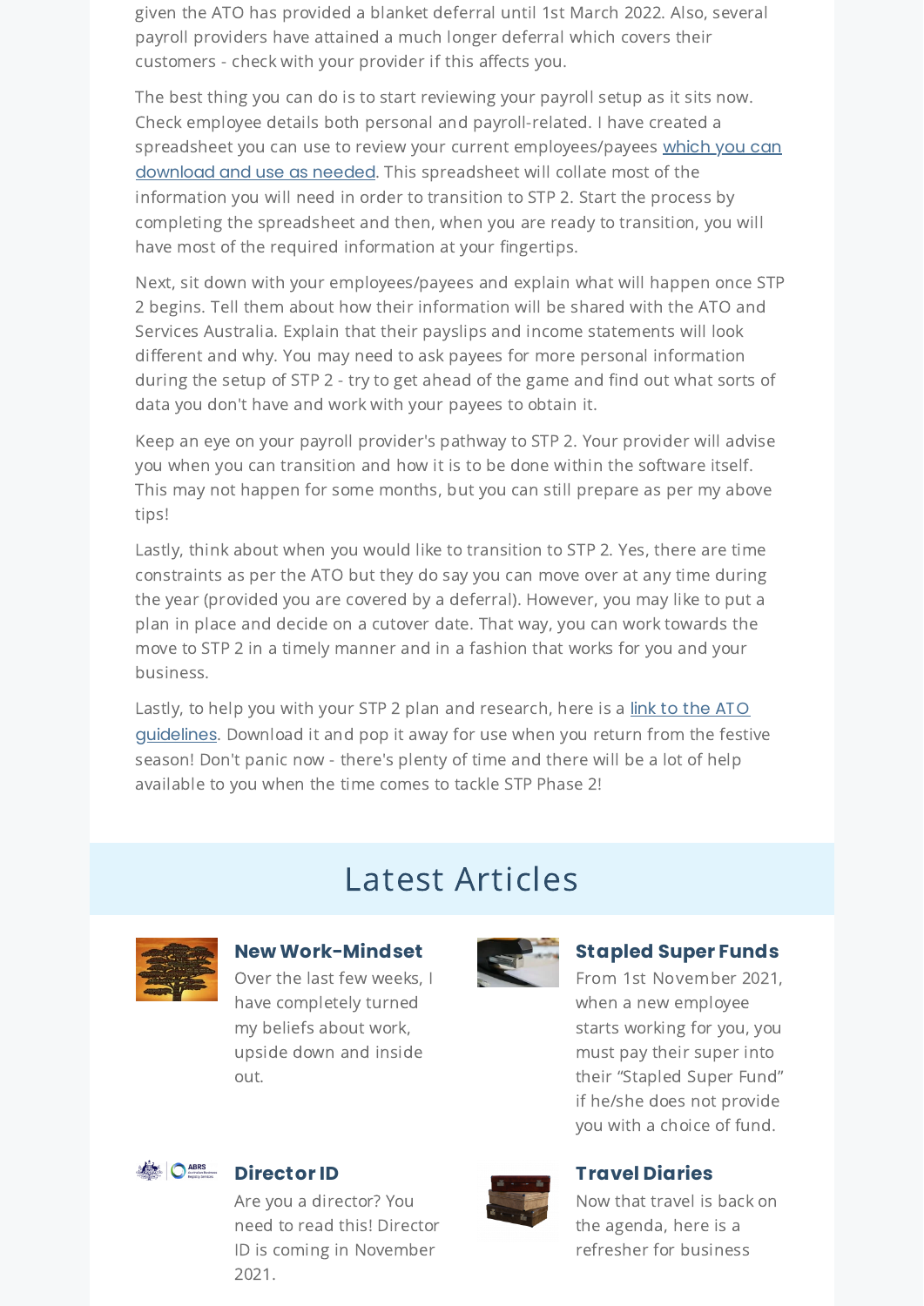given the ATO has provided a blanket deferral until 1st March 2022. Also, several payroll providers have attained a much longer deferral which covers their customers - check with your provider if this affects you.

The best thing you can do is to start reviewing your payroll setup as it sits now. Check employee details both personal and payroll-related. I have created a spreadsheet you can use to review your current employees/payees which you can download and use as needed. This spreadsheet will collate most of the information you will need in order to transition to STP 2. Start the process by completing the spreadsheet and then, when you are ready to transition, you will have most of the required information at your fingertips.

Next, sit down with your employees/payees and explain what will happen once STP 2 begins. Tell them about how their information will be shared with the ATO and Services Australia. Explain that their payslips and income statements will look different and why. You may need to ask payees for more personal information during the setup of STP 2 - try to get ahead of the game and find out what sorts of data you don't have and work with your payees to obtain it.

Keep an eye on your payroll provider's pathway to STP 2. Your provider will advise you when you can transition and how it is to be done within the software itself. This may not happen for some months, but you can still prepare as per my above tips!

Lastly, think about when you would like to transition to STP 2. Yes, there are time constraints as per the ATO but they do say you can move over at any time during the year (provided you are covered by a deferral). However, you may like to put a plan in place and decide on a cutover date. That way, you can work towards the move to STP 2 in a timely manner and in a fashion that works for you and your business.

Lastly, to help you with your STP 2 plan and research, here is a link to the ATO guidelines. Download it and pop it away for use when you return from the festive season! Don't panic now - there's plenty of time and there will be a lot of help available to you when the time comes to tackle STP Phase 2!

## Latest Articles

### New Work-Mindset

Over the last few weeks, I have completely turned my beliefs about work, upside down and inside out.

### Stapled Super Funds

From 1st November 2021, when a new employee starts working for you, you must pay their super into their "Stapled Super Fund" if he/she does not provide you with a choice of fund.

### Director ID

Are you a director? You need to read this! Director ID is coming in November 2021.

### Travel Diaries

Now that travel is back on the agenda, here is a refresher for business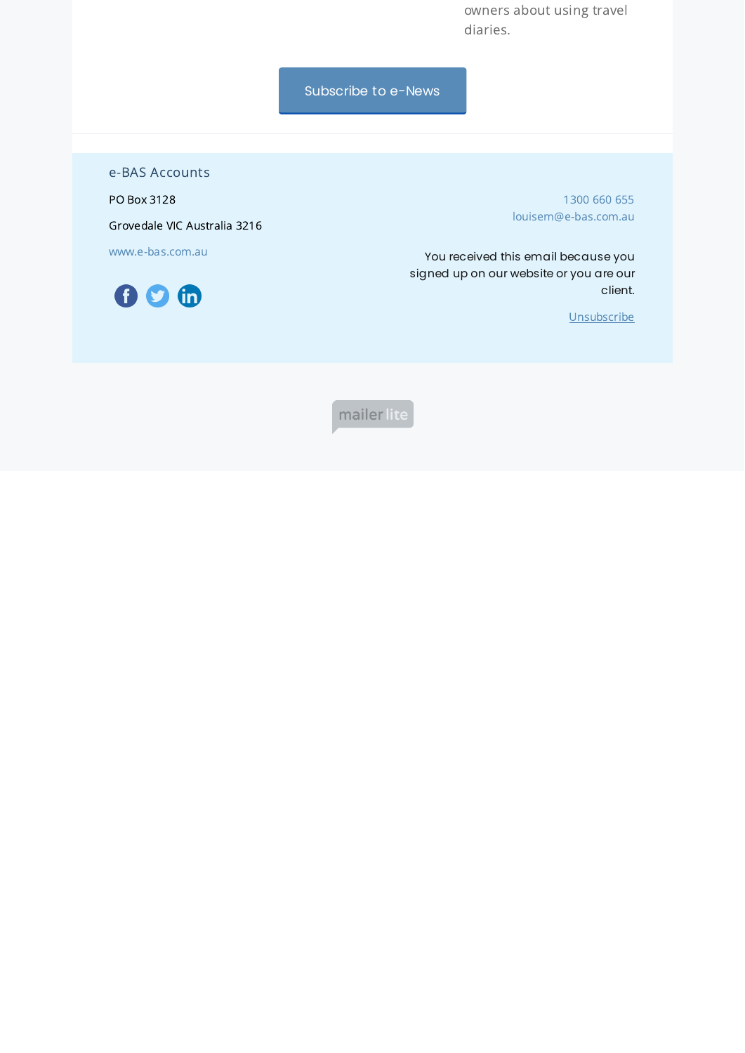owners about using travel diaries.

Subscribe to e-News

e-BAS Accounts

PO Box 3128

Grovedale VIC Australia 3216

www.e-bas.com.au

1300 660 655
louisem@e-bas.com.au

You received this email because you signed up on our website or you are our client.

Unsubscribe

mailerlite